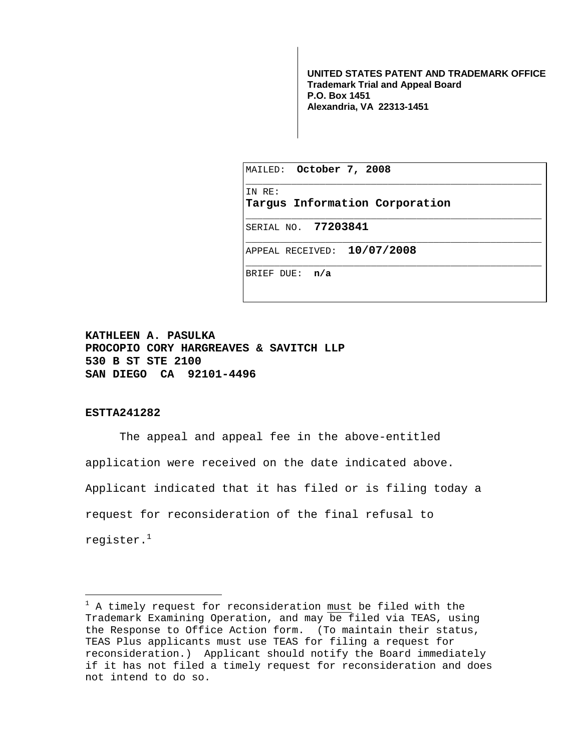**UNITED STATES PATENT AND TRADEMARK OFFICE**
**Trademark Trial and Appeal Board**
**P.O. Box 1451**
**Alexandria, VA 22313-1451**

MAILED: **October 7, 2008**

IN RE:
**Targus Information Corporation**

SERIAL NO. **77203841**

APPEAL RECEIVED: **10/07/2008**

BRIEF DUE: **n/a**

**KATHLEEN A. PASULKA**
**PROCOPIO CORY HARGREAVES & SAVITCH LLP**
**530 B ST STE 2100**
**SAN DIEGO CA 92101-4496**

**ESTTA241282**

The appeal and appeal fee in the above-entitled application were received on the date indicated above. Applicant indicated that it has filed or is filing today a request for reconsideration of the final refusal to register.[1]

---

[1] A timely request for reconsideration must be filed with the Trademark Examining Operation, and may be filed via TEAS, using the Response to Office Action form. (To maintain their status, TEAS Plus applicants must use TEAS for filing a request for reconsideration.) Applicant should notify the Board immediately if it has not filed a timely request for reconsideration and does not intend to do so.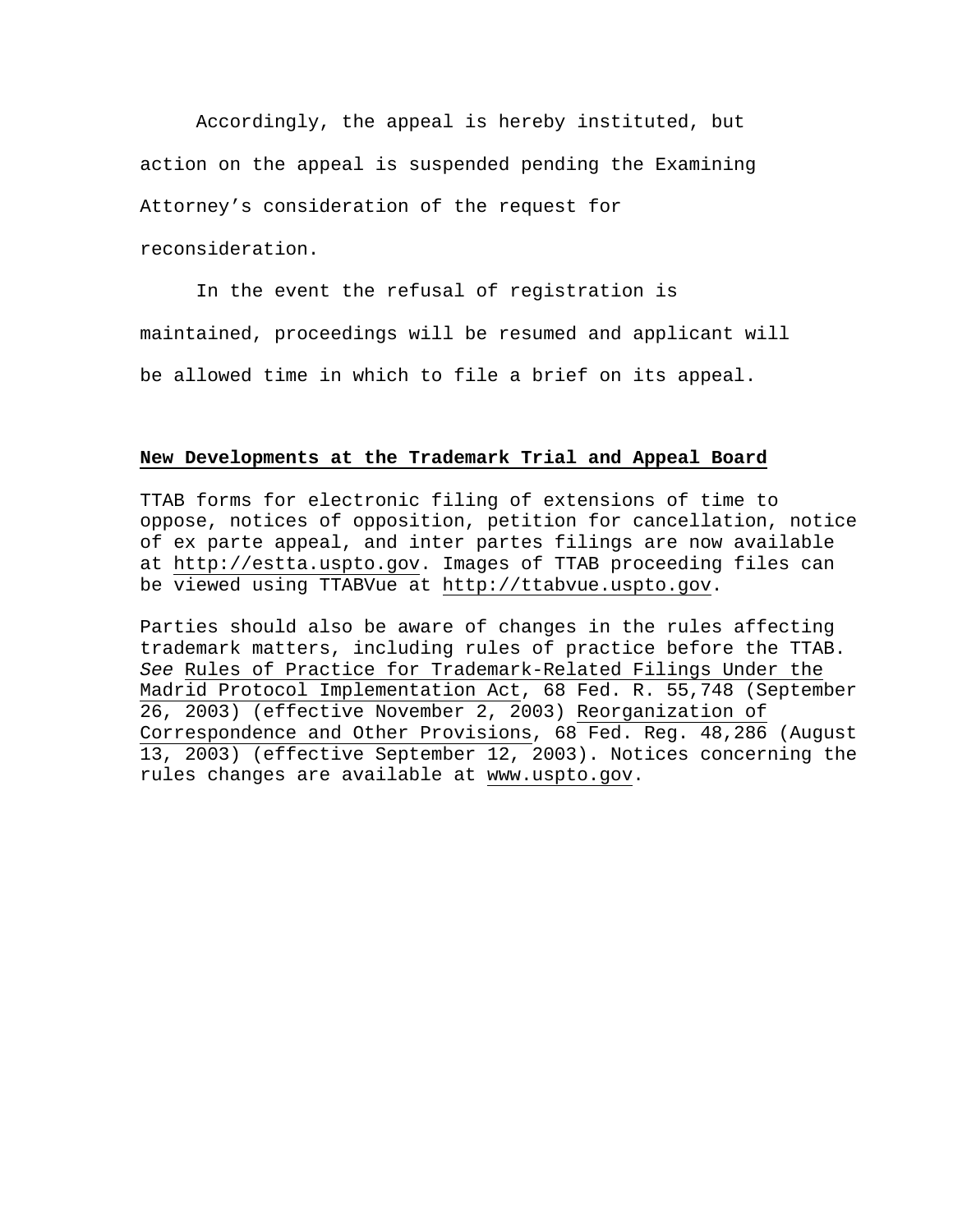Accordingly, the appeal is hereby instituted, but action on the appeal is suspended pending the Examining Attorney's consideration of the request for reconsideration.

In the event the refusal of registration is maintained, proceedings will be resumed and applicant will be allowed time in which to file a brief on its appeal.

**New Developments at the Trademark Trial and Appeal Board**

TTAB forms for electronic filing of extensions of time to oppose, notices of opposition, petition for cancellation, notice of ex parte appeal, and inter partes filings are now available at http://estta.uspto.gov. Images of TTAB proceeding files can be viewed using TTABVue at http://ttabvue.uspto.gov.

Parties should also be aware of changes in the rules affecting trademark matters, including rules of practice before the TTAB. *See* Rules of Practice for Trademark-Related Filings Under the Madrid Protocol Implementation Act, 68 Fed. R. 55,748 (September 26, 2003) (effective November 2, 2003) Reorganization of Correspondence and Other Provisions, 68 Fed. Reg. 48,286 (August 13, 2003) (effective September 12, 2003). Notices concerning the rules changes are available at www.uspto.gov.